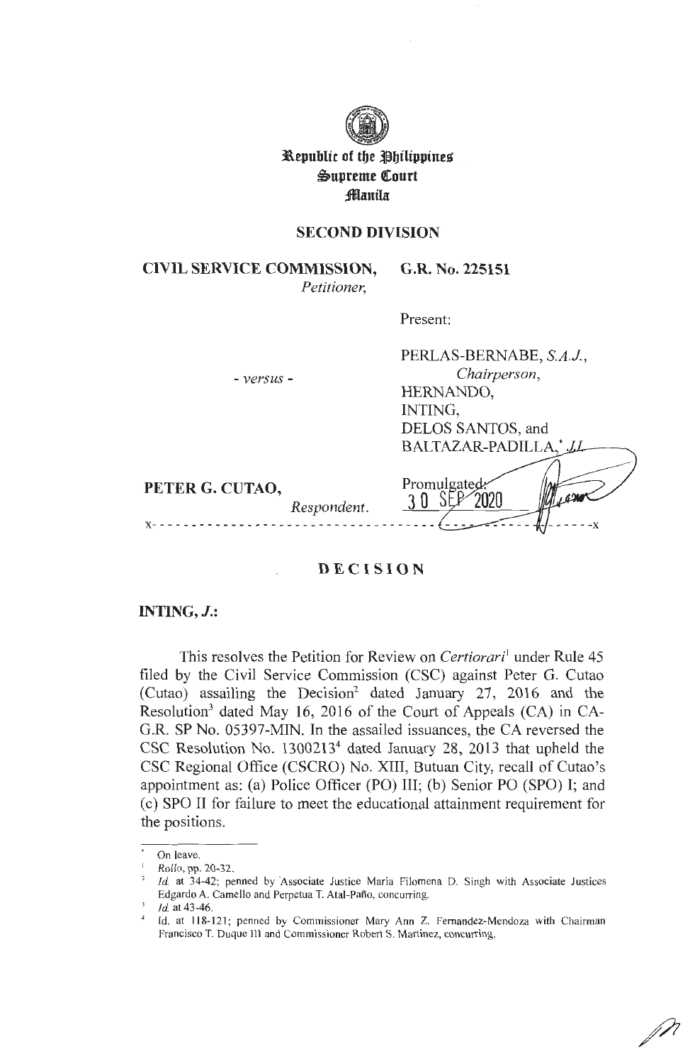**Republic of the Philippines**
**Supreme Court**
**Manila**

**SECOND DIVISION**

**CIVIL SERVICE COMMISSION,**
*Petitioner,*

- *versus* -

**PETER G. CUTAO,**
*Respondent.*

**G.R. No. 225151**

Present:

PERLAS-BERNABE, *S.A.J.*,
*Chairperson,*
HERNANDO,
INTING,
DELOS SANTOS, and
BALTAZAR-PADILLA,* *JJ.*

Promulgated:
30 SEP 2020

x-----------------------------------------------------------x

# DECISION

**INTING, *J.*:**

This resolves the Petition for Review on *Certiorari*[1] under Rule 45 filed by the Civil Service Commission (CSC) against Peter G. Cutao (Cutao) assailing the Decision[2] dated January 27, 2016 and the Resolution[3] dated May 16, 2016 of the Court of Appeals (CA) in CA-G.R. SP No. 05397-MIN. In the assailed issuances, the CA reversed the CSC Resolution No. 1300213[4] dated January 28, 2013 that upheld the CSC Regional Office (CSCRO) No. XIII, Butuan City, recall of Cutao's appointment as: (a) Police Officer (PO) III; (b) Senior PO (SPO) I; and (c) SPO II for failure to meet the educational attainment requirement for the positions.

---

\* On leave.

[1] *Rollo*, pp. 20-32.

[2] *Id.* at 34-42; penned by Associate Justice Maria Filomena D. Singh with Associate Justices Edgardo A. Camello and Perpetua T. Atal-Paño, concurring.

[3] *Id.* at 43-46.

[4] Id. at 118-121; penned by Commissioner Mary Ann Z. Fernandez-Mendoza with Chairman Francisco T. Duque III and Commissioner Robert S. Martinez, concurring.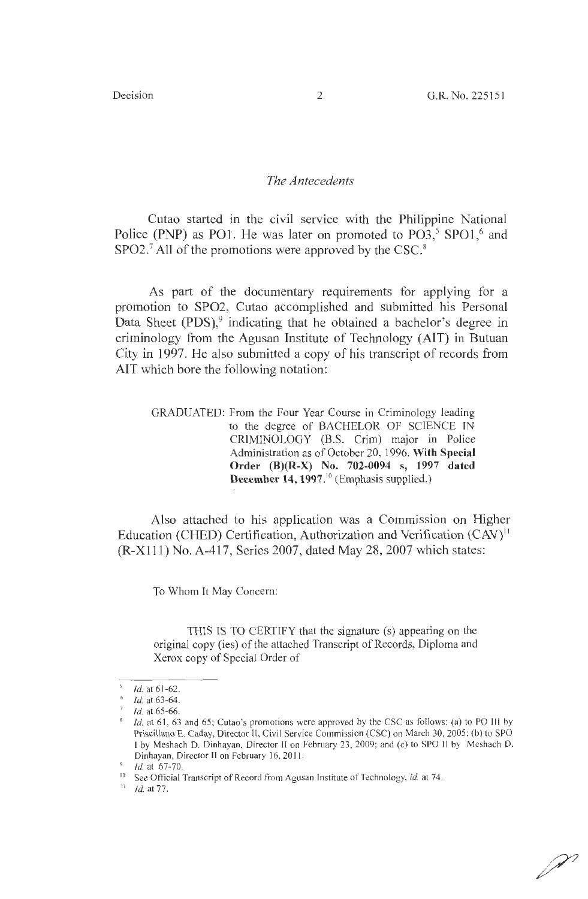*The Antecedents*

Cutao started in the civil service with the Philippine National Police (PNP) as PO1. He was later on promoted to PO3,[5] SPO1,[6] and SPO2.[7] All of the promotions were approved by the CSC.[8]

As part of the documentary requirements for applying for a promotion to SPO2, Cutao accomplished and submitted his Personal Data Sheet (PDS),[9] indicating that he obtained a bachelor's degree in criminology from the Agusan Institute of Technology (AIT) in Butuan City in 1997. He also submitted a copy of his transcript of records from AIT which bore the following notation:

> GRADUATED: From the Four Year Course in Criminology leading to the degree of BACHELOR OF SCIENCE IN CRIMINOLOGY (B.S. Crim) major in Police Administration as of October 20, 1996. **With Special Order (B)(R-X) No. 702-0094 s, 1997 dated December 14, 1997.**[10] (Emphasis supplied.)

Also attached to his application was a Commission on Higher Education (CHED) Certification, Authorization and Verification (CAV)[11] (R-X111) No. A-417, Series 2007, dated May 28, 2007 which states:

> To Whom It May Concern:
>
> THIS IS TO CERTIFY that the signature (s) appearing on the original copy (ies) of the attached Transcript of Records, Diploma and Xerox copy of Special Order of

---

[5] *Id.* at 61-62.

[6] *Id.* at 63-64.

[7] *Id.* at 65-66.

[8] *Id.* at 61, 63 and 65; Cutao's promotions were approved by the CSC as follows: (a) to PO III by Priscillano E. Caday, Director II, Civil Service Commission (CSC) on March 30, 2005; (b) to SPO I by Meshach D. Dinhayan, Director II on February 23, 2009; and (c) to SPO II by Meshach D. Dinhayan, Director II on February 16, 2011.

[9] *Id.* at 67-70.

[10] See Official Transcript of Record from Agusan Institute of Technology, *id.* at 74.

[11] *Id.* at 77.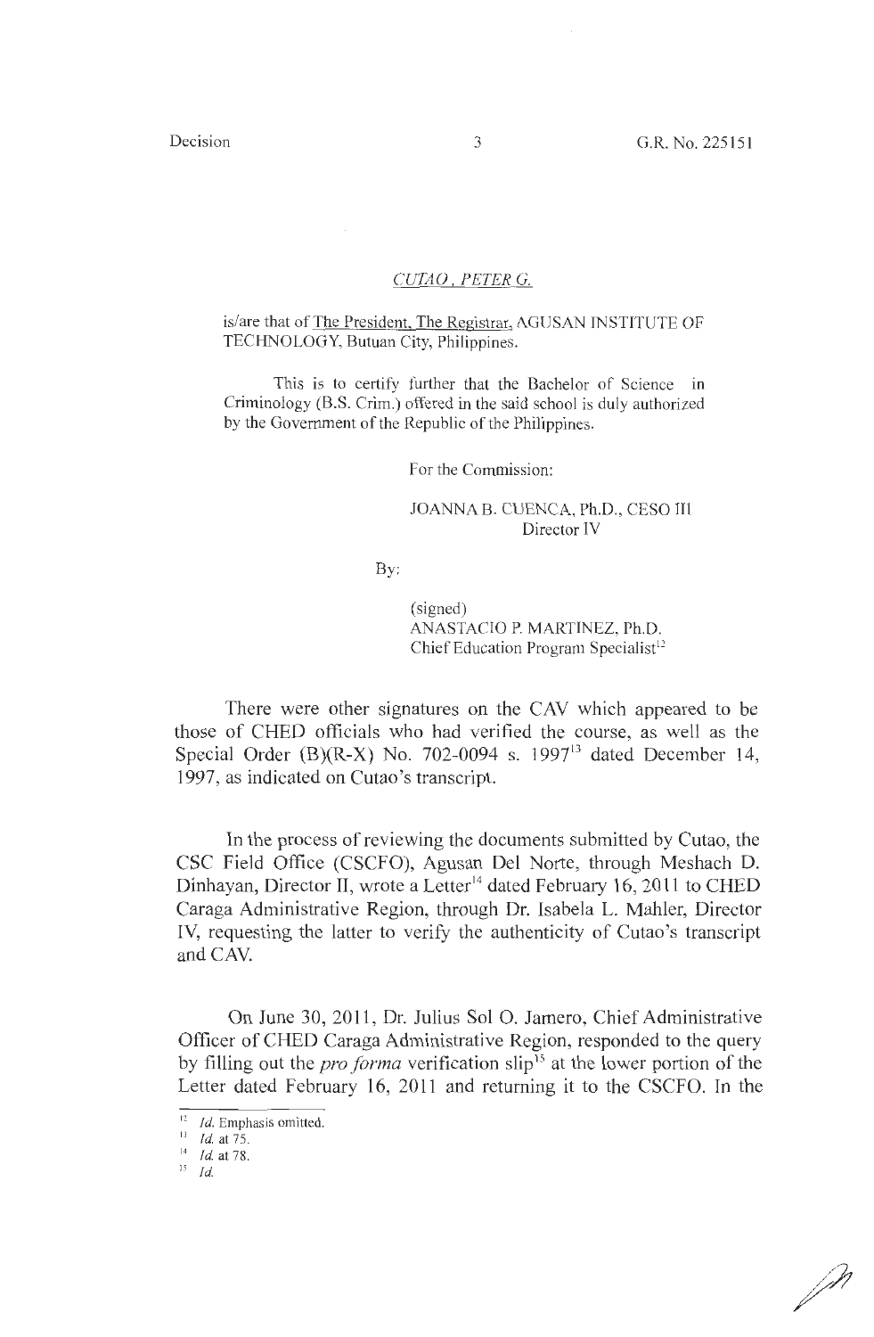*CUTAO , PETER G.*

is/are that of The President, The Registrar, AGUSAN INSTITUTE OF TECHNOLOGY, Butuan City, Philippines.

This is to certify further that the Bachelor of Science in Criminology (B.S. Crim.) offered in the said school is duly authorized by the Government of the Republic of the Philippines.

For the Commission:

JOANNA B. CUENCA, Ph.D., CESO III
Director IV

By:

(signed)
ANASTACIO P. MARTINEZ, Ph.D.
Chief Education Program Specialist[12]

There were other signatures on the CAV which appeared to be those of CHED officials who had verified the course, as well as the Special Order (B)(R-X) No. 702-0094 s. 1997[13] dated December 14, 1997, as indicated on Cutao's transcript.

In the process of reviewing the documents submitted by Cutao, the CSC Field Office (CSCFO), Agusan Del Norte, through Meshach D. Dinhayan, Director II, wrote a Letter[14] dated February 16, 2011 to CHED Caraga Administrative Region, through Dr. Isabela L. Mahler, Director IV, requesting the latter to verify the authenticity of Cutao's transcript and CAV.

On June 30, 2011, Dr. Julius Sol O. Jamero, Chief Administrative Officer of CHED Caraga Administrative Region, responded to the query by filling out the *pro forma* verification slip[15] at the lower portion of the Letter dated February 16, 2011 and returning it to the CSCFO. In the

---

[12] *Id.* Emphasis omitted.
[13] *Id.* at 75.
[14] *Id.* at 78.
[15] *Id.*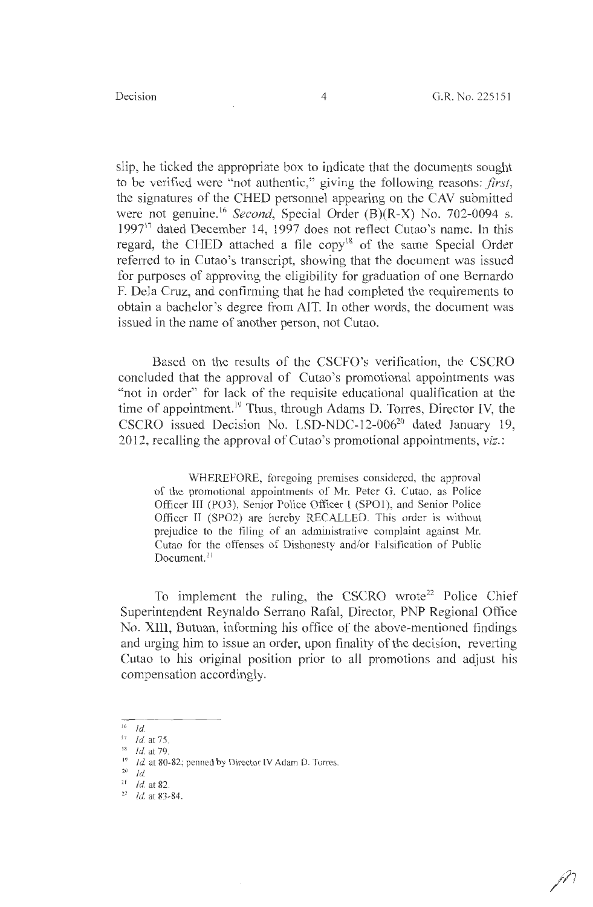slip, he ticked the appropriate box to indicate that the documents sought to be verified were "not authentic," giving the following reasons: *first*, the signatures of the CHED personnel appearing on the CAV submitted were not genuine.[16] *Second*, Special Order (B)(R-X) No. 702-0094 s. 1997[17] dated December 14, 1997 does not reflect Cutao's name. In this regard, the CHED attached a file copy[18] of the same Special Order referred to in Cutao's transcript, showing that the document was issued for purposes of approving the eligibility for graduation of one Bernardo F. Dela Cruz, and confirming that he had completed the requirements to obtain a bachelor's degree from AIT. In other words, the document was issued in the name of another person, not Cutao.

Based on the results of the CSCFO's verification, the CSCRO concluded that the approval of Cutao's promotional appointments was "not in order" for lack of the requisite educational qualification at the time of appointment.[19] Thus, through Adams D. Torres, Director IV, the CSCRO issued Decision No. LSD-NDC-12-006[20] dated January 19, 2012, recalling the approval of Cutao's promotional appointments, *viz.*:

> WHEREFORE, foregoing premises considered, the approval of the promotional appointments of Mr. Peter G. Cutao, as Police Officer III (PO3), Senior Police Officer I (SPO1), and Senior Police Officer II (SPO2) are hereby RECALLED. This order is without prejudice to the filing of an administrative complaint against Mr. Cutao for the offenses of Dishonesty and/or Falsification of Public Document.[21]

To implement the ruling, the CSCRO wrote[22] Police Chief Superintendent Reynaldo Serrano Rafal, Director, PNP Regional Office No. XIII, Butuan, informing his office of the above-mentioned findings and urging him to issue an order, upon finality of the decision, reverting Cutao to his original position prior to all promotions and adjust his compensation accordingly.

---

[16] *Id.*

[17] *Id.* at 75.

[18] *Id.* at 79.

[19] *Id.* at 80-82; penned by Director IV Adam D. Torres.

[20] *Id.*

[21] *Id.* at 82.

[22] *Id.* at 83-84.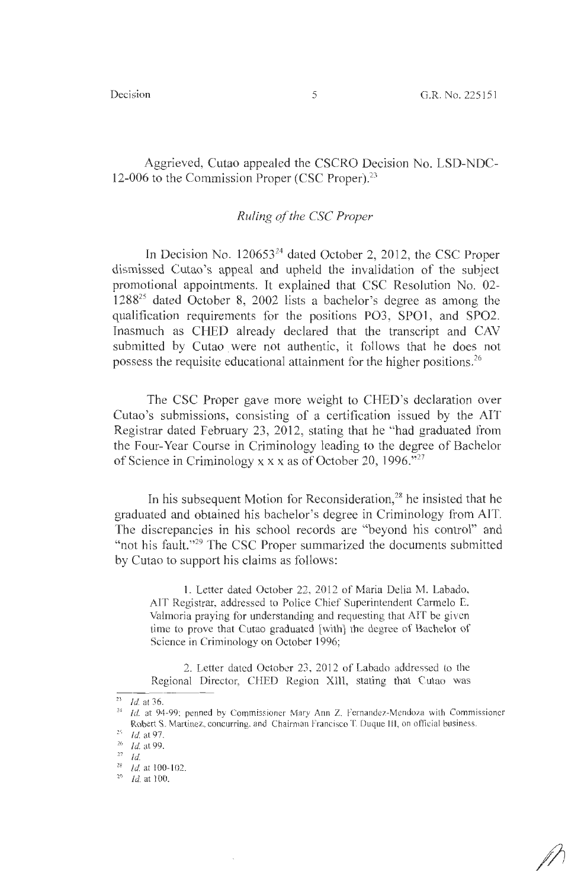Aggrieved, Cutao appealed the CSCRO Decision No. LSD-NDC-12-006 to the Commission Proper (CSC Proper).[23]

*Ruling of the CSC Proper*

In Decision No. 120653[24] dated October 2, 2012, the CSC Proper dismissed Cutao's appeal and upheld the invalidation of the subject promotional appointments. It explained that CSC Resolution No. 02-1288[25] dated October 8, 2002 lists a bachelor's degree as among the qualification requirements for the positions PO3, SPO1, and SPO2. Inasmuch as CHED already declared that the transcript and CAV submitted by Cutao were not authentic, it follows that he does not possess the requisite educational attainment for the higher positions.[26]

The CSC Proper gave more weight to CHED's declaration over Cutao's submissions, consisting of a certification issued by the AIT Registrar dated February 23, 2012, stating that he "had graduated from the Four-Year Course in Criminology leading to the degree of Bachelor of Science in Criminology x x x as of October 20, 1996."[27]

In his subsequent Motion for Reconsideration,[28] he insisted that he graduated and obtained his bachelor's degree in Criminology from AIT. The discrepancies in his school records are "beyond his control" and "not his fault."[29] The CSC Proper summarized the documents submitted by Cutao to support his claims as follows:

> 1. Letter dated October 22, 2012 of Maria Delia M. Labado, AIT Registrar, addressed to Police Chief Superintendent Carmelo E. Valmoria praying for understanding and requesting that AIT be given time to prove that Cutao graduated [with] the degree of Bachelor of Science in Criminology on October 1996;
>
> 2. Letter dated October 23, 2012 of Labado addressed to the Regional Director, CHED Region XIII, stating that Cutao was

---

[23] *Id.* at 36.

[24] *Id.* at 94-99; penned by Commissioner Mary Ann Z. Fernandez-Mendoza with Commissioner Robert S. Martinez, concurring, and Chairman Francisco T. Duque III, on official business.

[25] *Id.* at 97.

[26] *Id.* at 99.

[27] *Id.*

[28] *Id.* at 100-102.

[29] *Id.* at 100.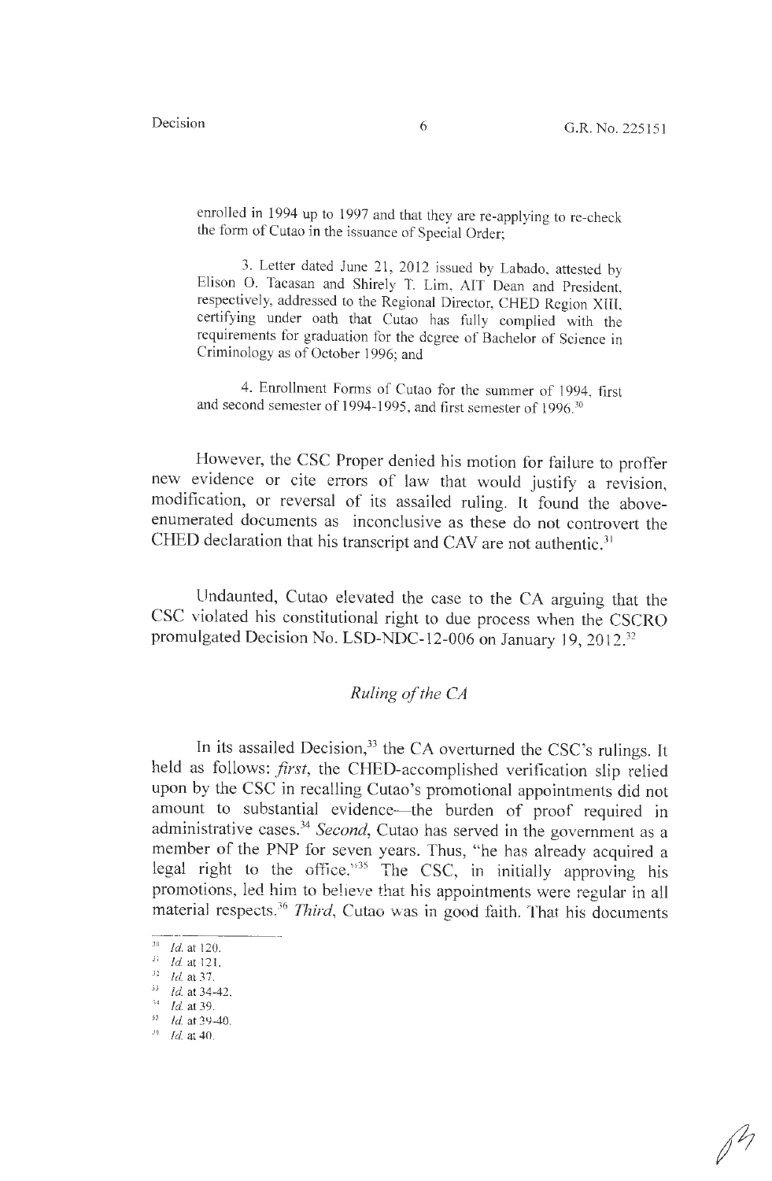enrolled in 1994 up to 1997 and that they are re-applying to re-check the form of Cutao in the issuance of Special Order;

3. Letter dated June 21, 2012 issued by Labado, attested by Elison O. Tacasan and Shirely T. Lim, AIT Dean and President, respectively, addressed to the Regional Director, CHED Region XIII, certifying under oath that Cutao has fully complied with the requirements for graduation for the degree of Bachelor of Science in Criminology as of October 1996; and

4. Enrollment Forms of Cutao for the summer of 1994, first and second semester of 1994-1995, and first semester of 1996.[30]

However, the CSC Proper denied his motion for failure to proffer new evidence or cite errors of law that would justify a revision, modification, or reversal of its assailed ruling. It found the above-enumerated documents as inconclusive as these do not controvert the CHED declaration that his transcript and CAV are not authentic.[31]

Undaunted, Cutao elevated the case to the CA arguing that the CSC violated his constitutional right to due process when the CSCRO promulgated Decision No. LSD-NDC-12-006 on January 19, 2012.[32]

## *Ruling of the CA*

In its assailed Decision,[33] the CA overturned the CSC's rulings. It held as follows: *first*, the CHED-accomplished verification slip relied upon by the CSC in recalling Cutao's promotional appointments did not amount to substantial evidence—the burden of proof required in administrative cases.[34] *Second*, Cutao has served in the government as a member of the PNP for seven years. Thus, "he has already acquired a legal right to the office."[35] The CSC, in initially approving his promotions, led him to believe that his appointments were regular in all material respects.[36] *Third*, Cutao was in good faith. That his documents

---

[30] *Id.* at 120.
[31] *Id.* at 121.
[32] *Id.* at 37.
[33] *Id.* at 34-42.
[34] *Id.* at 39.
[35] *Id.* at 39-40.
[36] *Id.* at 40.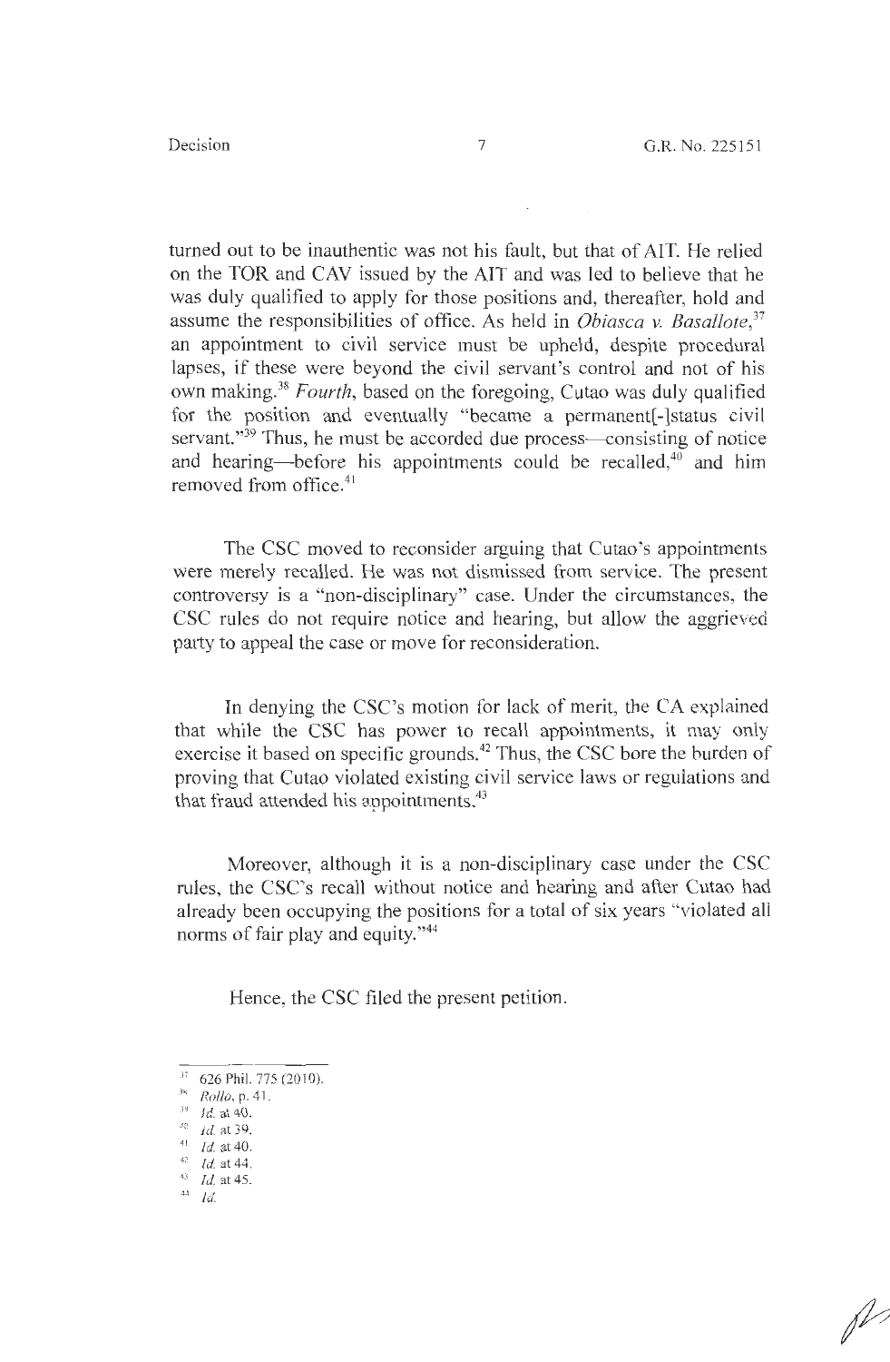turned out to be inauthentic was not his fault, but that of AIT. He relied on the TOR and CAV issued by the AIT and was led to believe that he was duly qualified to apply for those positions and, thereafter, hold and assume the responsibilities of office. As held in *Obiasca v. Basallote*,[37] an appointment to civil service must be upheld, despite procedural lapses, if these were beyond the civil servant's control and not of his own making.[38] *Fourth*, based on the foregoing, Cutao was duly qualified for the position and eventually "became a permanent[-]status civil servant."[39] Thus, he must be accorded due process—consisting of notice and hearing—before his appointments could be recalled,[40] and him removed from office.[41]

The CSC moved to reconsider arguing that Cutao's appointments were merely recalled. He was not dismissed from service. The present controversy is a "non-disciplinary" case. Under the circumstances, the CSC rules do not require notice and hearing, but allow the aggrieved party to appeal the case or move for reconsideration.

In denying the CSC's motion for lack of merit, the CA explained that while the CSC has power to recall appointments, it may only exercise it based on specific grounds.[42] Thus, the CSC bore the burden of proving that Cutao violated existing civil service laws or regulations and that fraud attended his appointments.[43]

Moreover, although it is a non-disciplinary case under the CSC rules, the CSC's recall without notice and hearing and after Cutao had already been occupying the positions for a total of six years "violated all norms of fair play and equity."[44]

Hence, the CSC filed the present petition.

---

[37] 626 Phil. 775 (2010).
[38] *Rollo*, p. 41.
[39] *Id.* at 40.
[40] *Id.* at 39.
[41] *Id.* at 40.
[42] *Id.* at 44.
[43] *Id.* at 45.
[44] *Id.*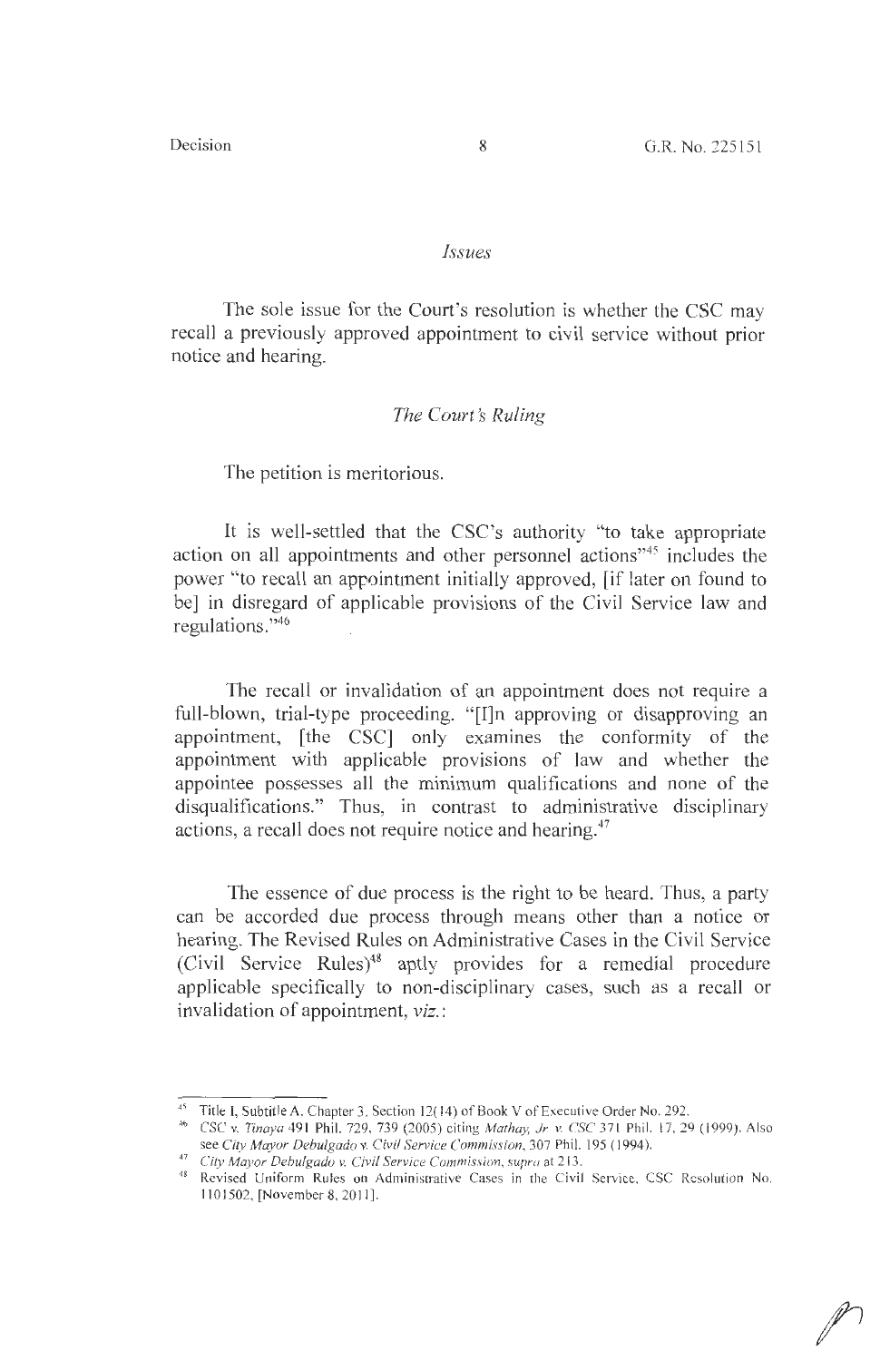*Issues*

The sole issue for the Court's resolution is whether the CSC may recall a previously approved appointment to civil service without prior notice and hearing.

*The Court's Ruling*

The petition is meritorious.

It is well-settled that the CSC's authority "to take appropriate action on all appointments and other personnel actions"[45] includes the power "to recall an appointment initially approved, [if later on found to be] in disregard of applicable provisions of the Civil Service law and regulations."[46]

The recall or invalidation of an appointment does not require a full-blown, trial-type proceeding. "[I]n approving or disapproving an appointment, [the CSC] only examines the conformity of the appointment with applicable provisions of law and whether the appointee possesses all the minimum qualifications and none of the disqualifications." Thus, in contrast to administrative disciplinary actions, a recall does not require notice and hearing.[47]

The essence of due process is the right to be heard. Thus, a party can be accorded due process through means other than a notice or hearing. The Revised Rules on Administrative Cases in the Civil Service (Civil Service Rules)[48] aptly provides for a remedial procedure applicable specifically to non-disciplinary cases, such as a recall or invalidation of appointment, *viz.*:

---

[45] Title I, Subtitle A, Chapter 3, Section 12(14) of Book V of Executive Order No. 292.

[46] *CSC v. Tinaya* 491 Phil. 729, 739 (2005) citing *Mathay, Jr. v. CSC* 371 Phil. 17, 29 (1999). Also see *City Mayor Debulgado v. Civil Service Commission*, 307 Phil. 195 (1994).

[47] *City Mayor Debulgado v. Civil Service Commission*, *supra* at 213.

[48] Revised Uniform Rules on Administrative Cases in the Civil Service, CSC Resolution No. 1101502, [November 8, 2011].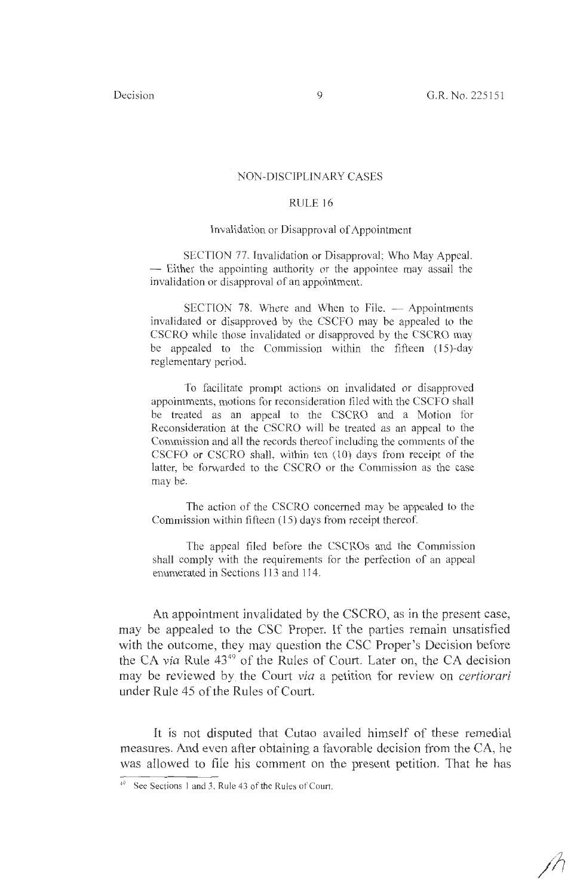NON-DISCIPLINARY CASES

RULE 16

Invalidation or Disapproval of Appointment

SECTION 77. Invalidation or Disapproval; Who May Appeal. — Either the appointing authority or the appointee may assail the invalidation or disapproval of an appointment.

SECTION 78. Where and When to File. — Appointments invalidated or disapproved by the CSCFO may be appealed to the CSCRO while those invalidated or disapproved by the CSCRO may be appealed to the Commission within the fifteen (15)-day reglementary period.

To facilitate prompt actions on invalidated or disapproved appointments, motions for reconsideration filed with the CSCFO shall be treated as an appeal to the CSCRO and a Motion for Reconsideration at the CSCRO will be treated as an appeal to the Commission and all the records thereof including the comments of the CSCFO or CSCRO shall, within ten (10) days from receipt of the latter, be forwarded to the CSCRO or the Commission as the case may be.

The action of the CSCRO concerned may be appealed to the Commission within fifteen (15) days from receipt thereof.

The appeal filed before the CSCROs and the Commission shall comply with the requirements for the perfection of an appeal enumerated in Sections 113 and 114.

An appointment invalidated by the CSCRO, as in the present case, may be appealed to the CSC Proper. If the parties remain unsatisfied with the outcome, they may question the CSC Proper's Decision before the CA *via* Rule 43[49] of the Rules of Court. Later on, the CA decision may be reviewed by the Court *via* a petition for review on *certiorari* under Rule 45 of the Rules of Court.

It is not disputed that Cutao availed himself of these remedial measures. And even after obtaining a favorable decision from the CA, he was allowed to file his comment on the present petition. That he has

[49] See Sections 1 and 3, Rule 43 of the Rules of Court.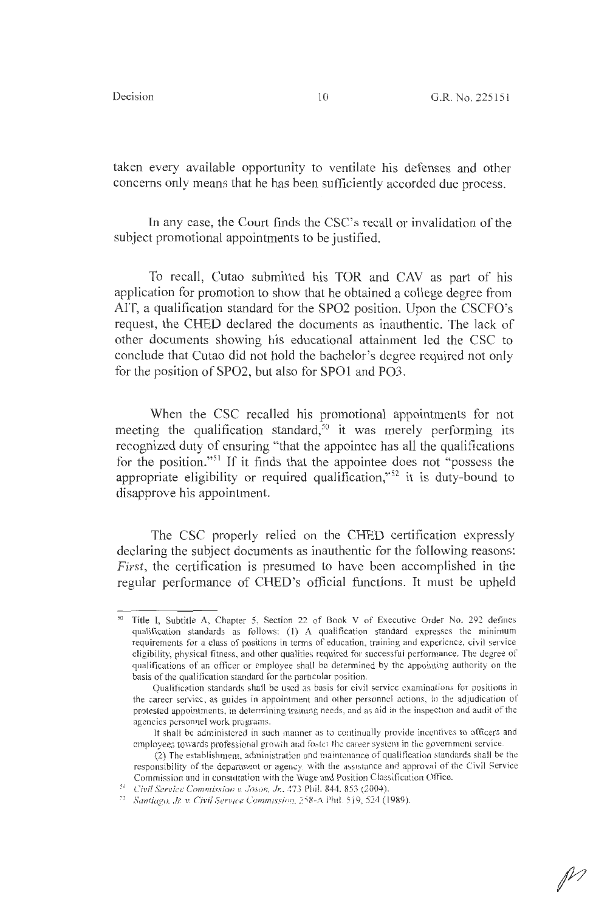taken every available opportunity to ventilate his defenses and other concerns only means that he has been sufficiently accorded due process.

In any case, the Court finds the CSC's recall or invalidation of the subject promotional appointments to be justified.

To recall, Cutao submitted his TOR and CAV as part of his application for promotion to show that he obtained a college degree from AIT, a qualification standard for the SPO2 position. Upon the CSCFO's request, the CHED declared the documents as inauthentic. The lack of other documents showing his educational attainment led the CSC to conclude that Cutao did not hold the bachelor's degree required not only for the position of SPO2, but also for SPO1 and PO3.

When the CSC recalled his promotional appointments for not meeting the qualification standard,[50] it was merely performing its recognized duty of ensuring "that the appointee has all the qualifications for the position."[51] If it finds that the appointee does not "possess the appropriate eligibility or required qualification,"[52] it is duty-bound to disapprove his appointment.

The CSC properly relied on the CHED certification expressly declaring the subject documents as inauthentic for the following reasons: *First*, the certification is presumed to have been accomplished in the regular performance of CHED's official functions. It must be upheld

---

[50] Title I, Subtitle A, Chapter 5, Section 22 of Book V of Executive Order No. 292 defines qualification standards as follows: (1) A qualification standard expresses the minimum requirements for a class of positions in terms of education, training and experience, civil service eligibility, physical fitness, and other qualities required for successful performance. The degree of qualifications of an officer or employee shall be determined by the appointing authority on the basis of the qualification standard for the particular position.

Qualification standards shall be used as basis for civil service examinations for positions in the career service, as guides in appointment and other personnel actions, in the adjudication of protested appointments, in determining training needs, and as aid in the inspection and audit of the agencies personnel work programs.

It shall be administered in such manner as to continually provide incentives to officers and employees towards professional growth and foster the career system in the government service.

(2) The establishment, administration and maintenance of qualification standards shall be the responsibility of the department or agency with the assistance and approval of the Civil Service Commission and in consultation with the Wage and Position Classification Office.

[51] *Civil Service Commission v. Joson, Jr.*, 473 Phil. 844, 853 (2004).

[52] *Santiago, Jr. v. Civil Service Commission*, 258-A Phil. 519, 524 (1989).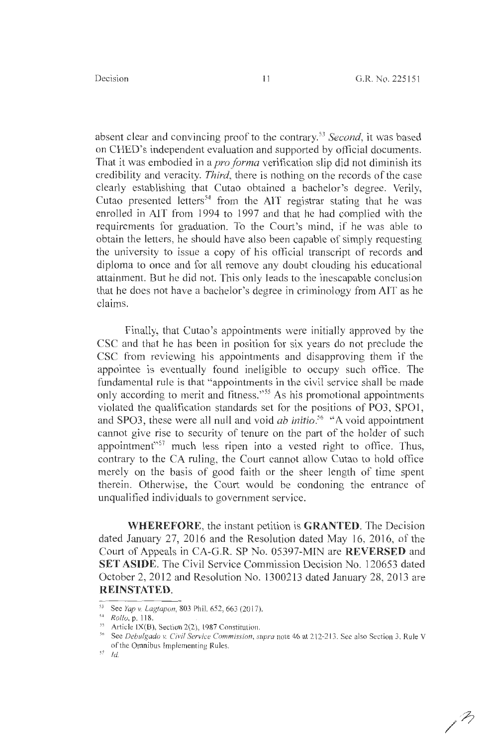absent clear and convincing proof to the contrary.[53] *Second*, it was based on CHED's independent evaluation and supported by official documents. That it was embodied in a *pro forma* verification slip did not diminish its credibility and veracity. *Third*, there is nothing on the records of the case clearly establishing that Cutao obtained a bachelor's degree. Verily, Cutao presented letters[54] from the AIT registrar stating that he was enrolled in AIT from 1994 to 1997 and that he had complied with the requirements for graduation. To the Court's mind, if he was able to obtain the letters, he should have also been capable of simply requesting the university to issue a copy of his official transcript of records and diploma to once and for all remove any doubt clouding his educational attainment. But he did not. This only leads to the inescapable conclusion that he does not have a bachelor's degree in criminology from AIT as he claims.

Finally, that Cutao's appointments were initially approved by the CSC and that he has been in position for six years do not preclude the CSC from reviewing his appointments and disapproving them if the appointee is eventually found ineligible to occupy such office. The fundamental rule is that "appointments in the civil service shall be made only according to merit and fitness."[55] As his promotional appointments violated the qualification standards set for the positions of PO3, SPO1, and SPO3, these were all null and void *ab initio*.[56] "A void appointment cannot give rise to security of tenure on the part of the holder of such appointment"[57] much less ripen into a vested right to office. Thus, contrary to the CA ruling, the Court cannot allow Cutao to hold office merely on the basis of good faith or the sheer length of time spent therein. Otherwise, the Court would be condoning the entrance of unqualified individuals to government service.

**WHEREFORE**, the instant petition is **GRANTED**. The Decision dated January 27, 2016 and the Resolution dated May 16, 2016, of the Court of Appeals in CA-G.R. SP No. 05397-MIN are **REVERSED** and **SET ASIDE**. The Civil Service Commission Decision No. 120653 dated October 2, 2012 and Resolution No. 1300213 dated January 28, 2013 are **REINSTATED**.

---

[53] See *Yap v. Lagtapon*, 803 Phil. 652, 663 (2017).

[54] *Rollo*, p. 118.

[55] Article IX(B), Section 2(2), 1987 Constitution.

[56] See *Debulgado v. Civil Service Commission*, *supra* note 46 at 212-213. See also Section 3, Rule V of the Omnibus Implementing Rules.

[57] *Id.*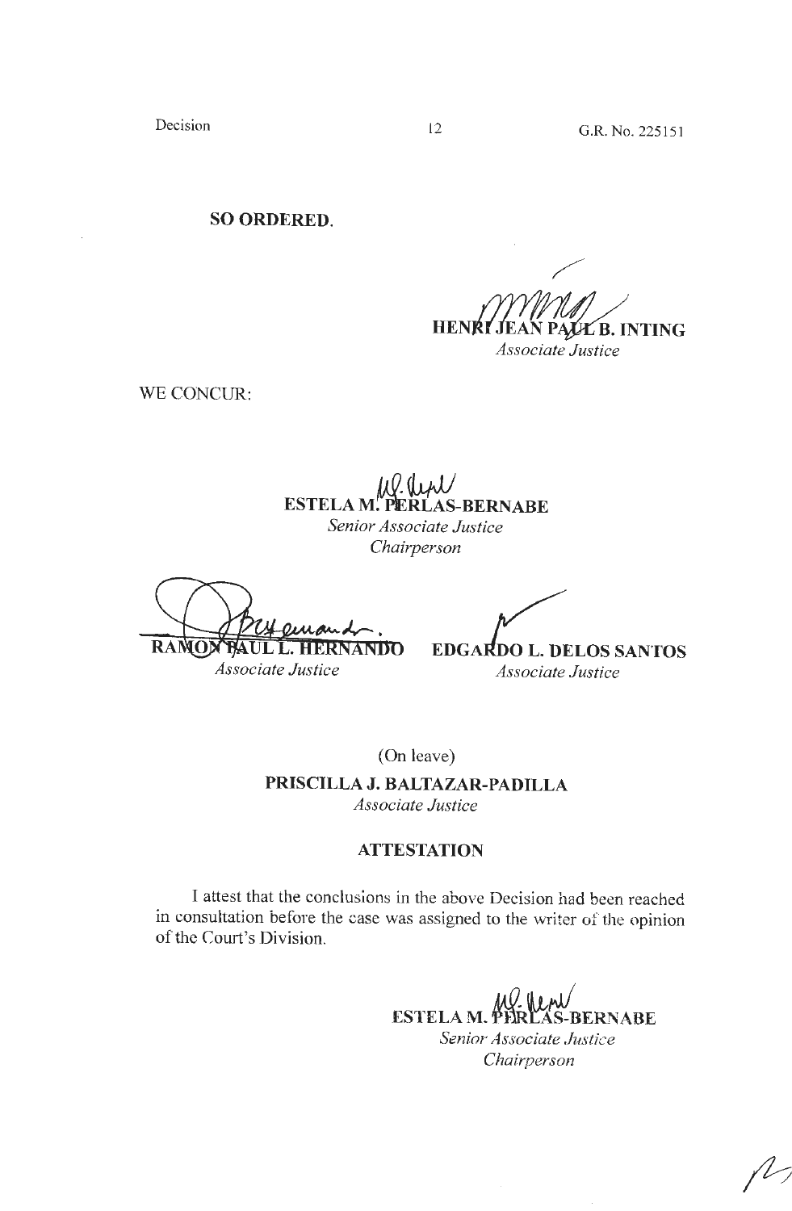**SO ORDERED.**

**HENRI JEAN PAUL B. INTING**
*Associate Justice*

WE CONCUR:

**ESTELA M. PERLAS-BERNABE**
*Senior Associate Justice*
*Chairperson*

**RAMON PAUL L. HERNANDO**
*Associate Justice*

**EDGARDO L. DELOS SANTOS**
*Associate Justice*

(On leave)
**PRISCILLA J. BALTAZAR-PADILLA**
*Associate Justice*

## ATTESTATION

I attest that the conclusions in the above Decision had been reached in consultation before the case was assigned to the writer of the opinion of the Court's Division.

**ESTELA M. PERLAS-BERNABE**
*Senior Associate Justice*
*Chairperson*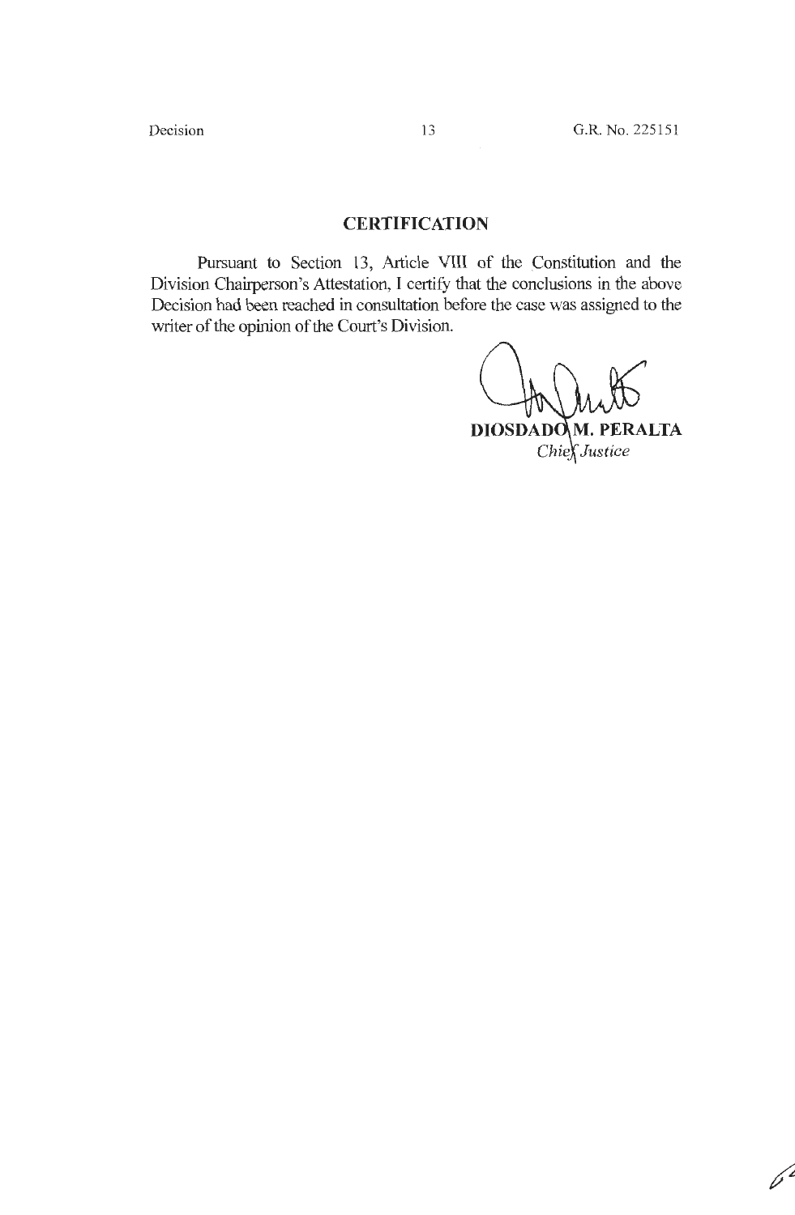## CERTIFICATION

Pursuant to Section 13, Article VIII of the Constitution and the Division Chairperson's Attestation, I certify that the conclusions in the above Decision had been reached in consultation before the case was assigned to the writer of the opinion of the Court's Division.

**DIOSDADO M. PERALTA**
*Chief Justice*